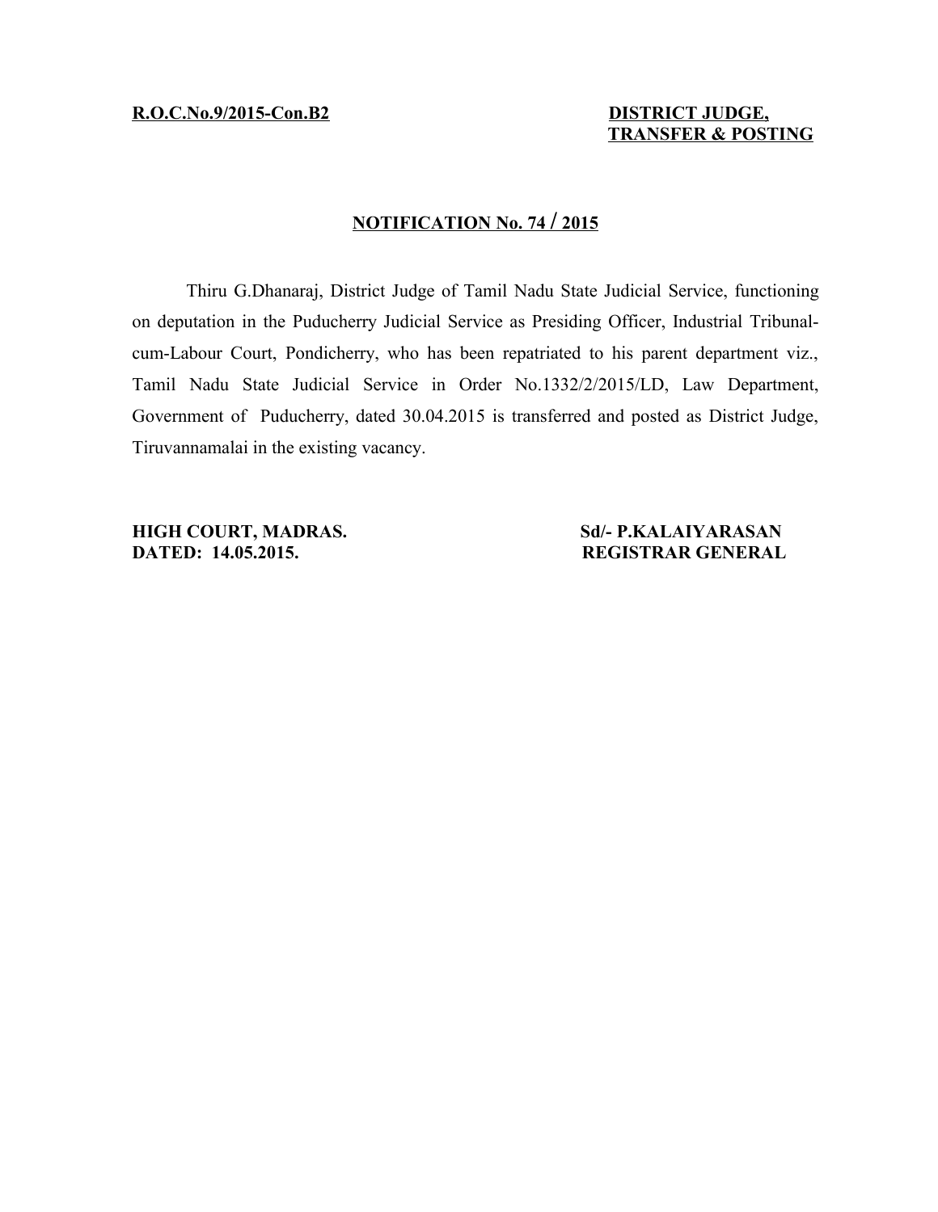**R.O.C.No.9/2015-Con.B2**

**DISTRICT JUDGE,**
**TRANSFER & POSTING**

## NOTIFICATION No. 74 / 2015

Thiru G.Dhanaraj, District Judge of Tamil Nadu State Judicial Service, functioning on deputation in the Puducherry Judicial Service as Presiding Officer, Industrial Tribunal-cum-Labour Court, Pondicherry, who has been repatriated to his parent department viz., Tamil Nadu State Judicial Service in Order No.1332/2/2015/LD, Law Department, Government of Puducherry, dated 30.04.2015 is transferred and posted as District Judge, Tiruvannamalai in the existing vacancy.

**HIGH COURT, MADRAS.**
**DATED: 14.05.2015.**

**Sd/- P.KALAIYARASAN**
**REGISTRAR GENERAL**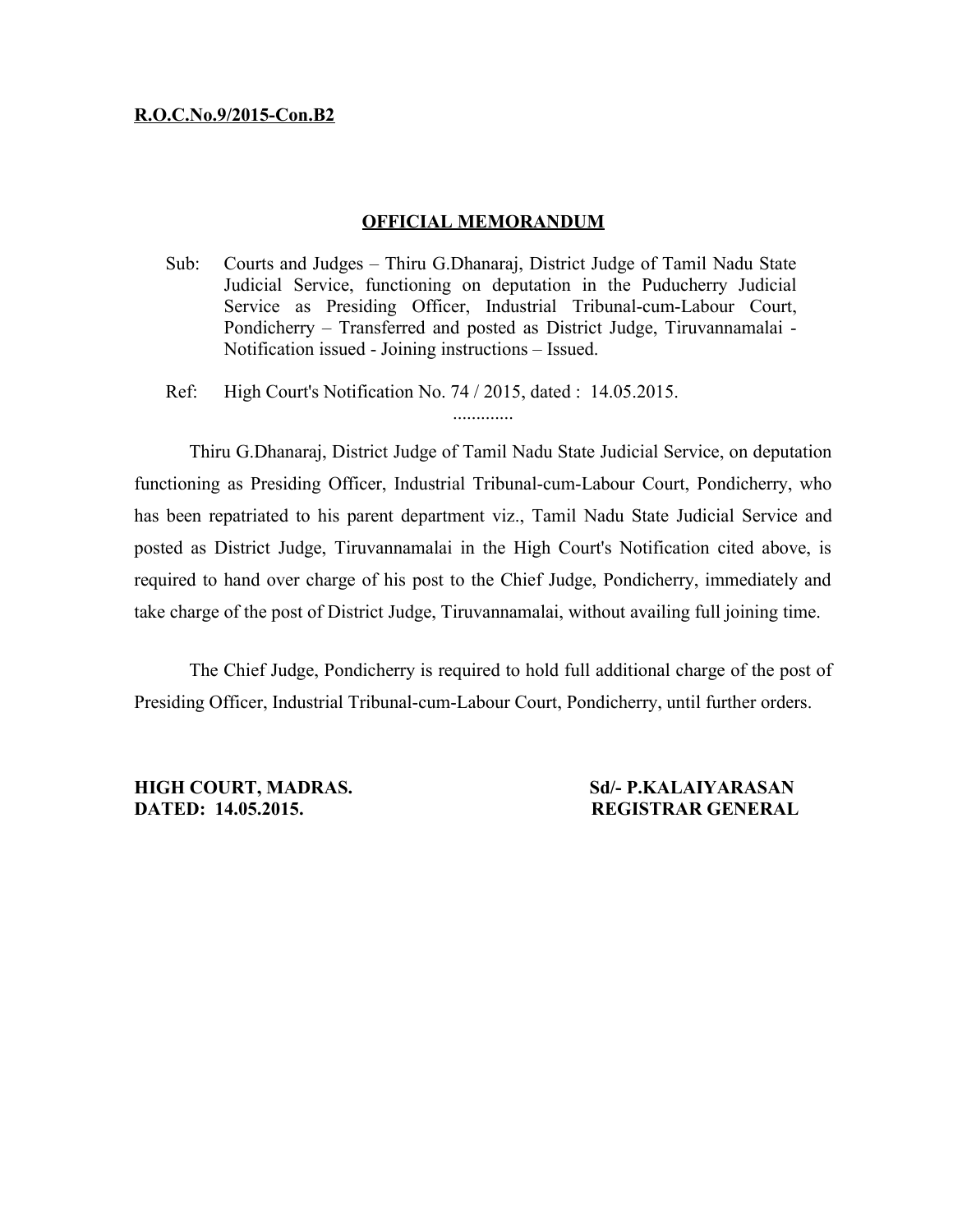**R.O.C.No.9/2015-Con.B2**

## OFFICIAL MEMORANDUM

Sub: Courts and Judges – Thiru G.Dhanaraj, District Judge of Tamil Nadu State Judicial Service, functioning on deputation in the Puducherry Judicial Service as Presiding Officer, Industrial Tribunal-cum-Labour Court, Pondicherry – Transferred and posted as District Judge, Tiruvannamalai - Notification issued - Joining instructions – Issued.

Ref: High Court's Notification No. 74 / 2015, dated : 14.05.2015.

.............

Thiru G.Dhanaraj, District Judge of Tamil Nadu State Judicial Service, on deputation functioning as Presiding Officer, Industrial Tribunal-cum-Labour Court, Pondicherry, who has been repatriated to his parent department viz., Tamil Nadu State Judicial Service and posted as District Judge, Tiruvannamalai in the High Court's Notification cited above, is required to hand over charge of his post to the Chief Judge, Pondicherry, immediately and take charge of the post of District Judge, Tiruvannamalai, without availing full joining time.

The Chief Judge, Pondicherry is required to hold full additional charge of the post of Presiding Officer, Industrial Tribunal-cum-Labour Court, Pondicherry, until further orders.

**HIGH COURT, MADRAS.**
**DATED: 14.05.2015.**

**Sd/- P.KALAIYARASAN**
**REGISTRAR GENERAL**